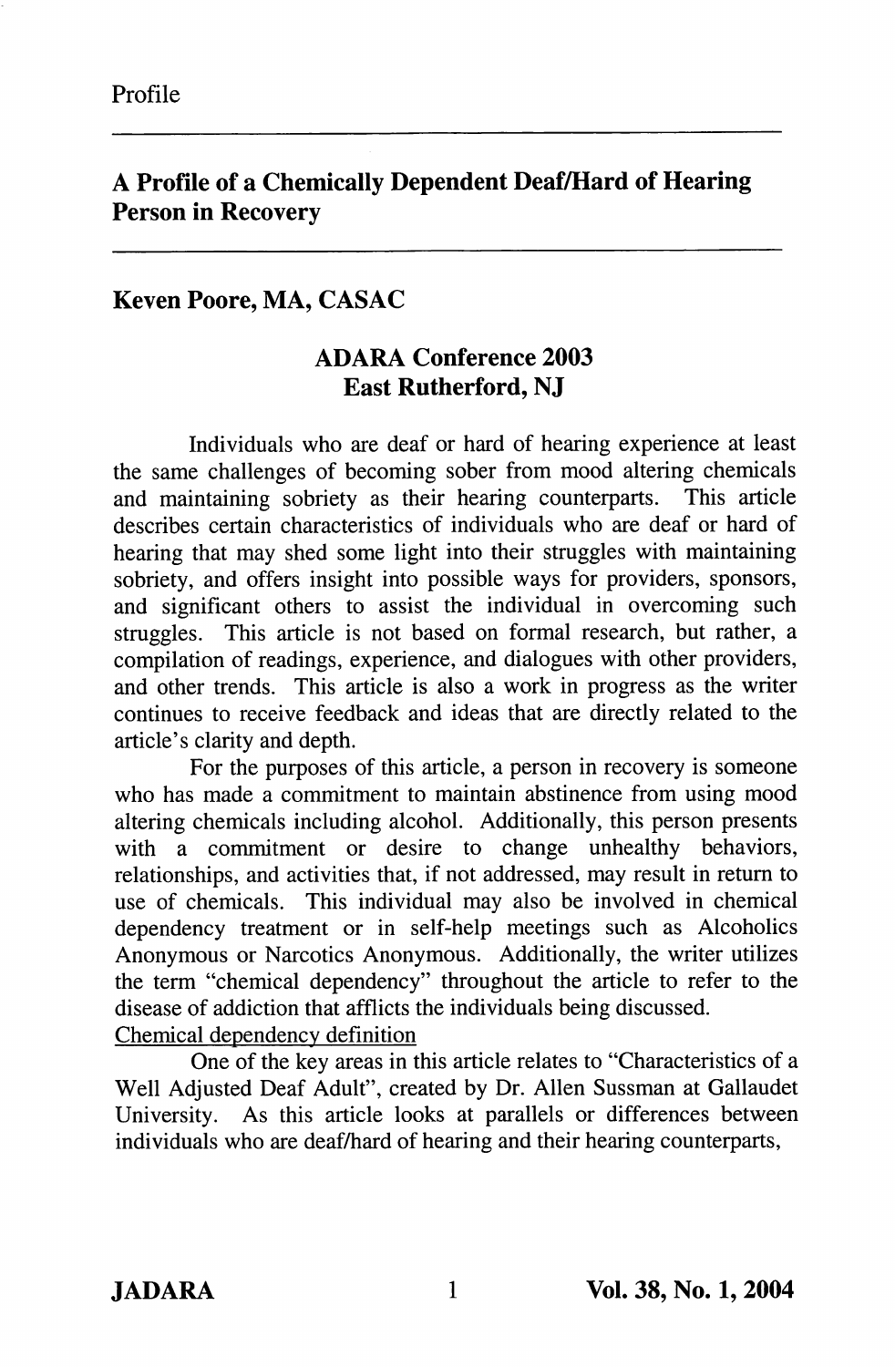Profile

# A Profile of a Chemically Dependent Deaf/Hard of Hearing Person in Recovery

**Keven Poore, MA, CASAC**

**ADARA Conference 2003**
**East Rutherford, NJ**

Individuals who are deaf or hard of hearing experience at least the same challenges of becoming sober from mood altering chemicals and maintaining sobriety as their hearing counterparts. This article describes certain characteristics of individuals who are deaf or hard of hearing that may shed some light into their struggles with maintaining sobriety, and offers insight into possible ways for providers, sponsors, and significant others to assist the individual in overcoming such struggles. This article is not based on formal research, but rather, a compilation of readings, experience, and dialogues with other providers, and other trends. This article is also a work in progress as the writer continues to receive feedback and ideas that are directly related to the article's clarity and depth.

For the purposes of this article, a person in recovery is someone who has made a commitment to maintain abstinence from using mood altering chemicals including alcohol. Additionally, this person presents with a commitment or desire to change unhealthy behaviors, relationships, and activities that, if not addressed, may result in return to use of chemicals. This individual may also be involved in chemical dependency treatment or in self-help meetings such as Alcoholics Anonymous or Narcotics Anonymous. Additionally, the writer utilizes the term "chemical dependency" throughout the article to refer to the disease of addiction that afflicts the individuals being discussed.

Chemical dependency definition

One of the key areas in this article relates to "Characteristics of a Well Adjusted Deaf Adult", created by Dr. Allen Sussman at Gallaudet University. As this article looks at parallels or differences between individuals who are deaf/hard of hearing and their hearing counterparts,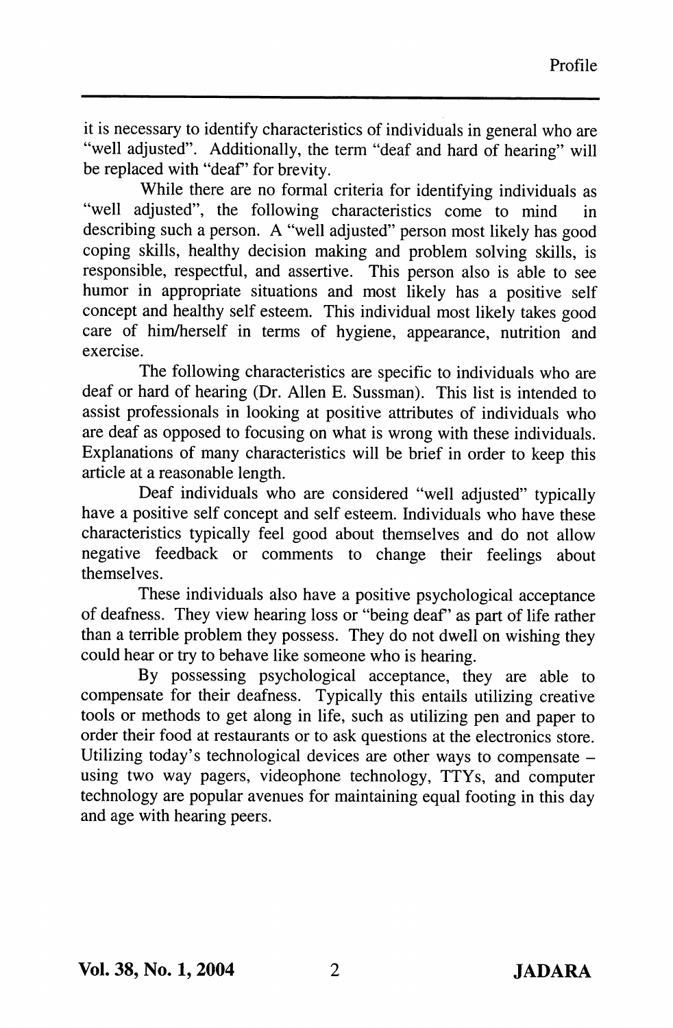it is necessary to identify characteristics of individuals in general who are "well adjusted". Additionally, the term "deaf and hard of hearing" will be replaced with "deaf" for brevity.

While there are no formal criteria for identifying individuals as "well adjusted", the following characteristics come to mind in describing such a person. A "well adjusted" person most likely has good coping skills, healthy decision making and problem solving skills, is responsible, respectful, and assertive. This person also is able to see humor in appropriate situations and most likely has a positive self concept and healthy self esteem. This individual most likely takes good care of him/herself in terms of hygiene, appearance, nutrition and exercise.

The following characteristics are specific to individuals who are deaf or hard of hearing (Dr. Allen E. Sussman). This list is intended to assist professionals in looking at positive attributes of individuals who are deaf as opposed to focusing on what is wrong with these individuals. Explanations of many characteristics will be brief in order to keep this article at a reasonable length.

Deaf individuals who are considered "well adjusted" typically have a positive self concept and self esteem. Individuals who have these characteristics typically feel good about themselves and do not allow negative feedback or comments to change their feelings about themselves.

These individuals also have a positive psychological acceptance of deafness. They view hearing loss or "being deaf" as part of life rather than a terrible problem they possess. They do not dwell on wishing they could hear or try to behave like someone who is hearing.

By possessing psychological acceptance, they are able to compensate for their deafness. Typically this entails utilizing creative tools or methods to get along in life, such as utilizing pen and paper to order their food at restaurants or to ask questions at the electronics store. Utilizing today's technological devices are other ways to compensate – using two way pagers, videophone technology, TTYs, and computer technology are popular avenues for maintaining equal footing in this day and age with hearing peers.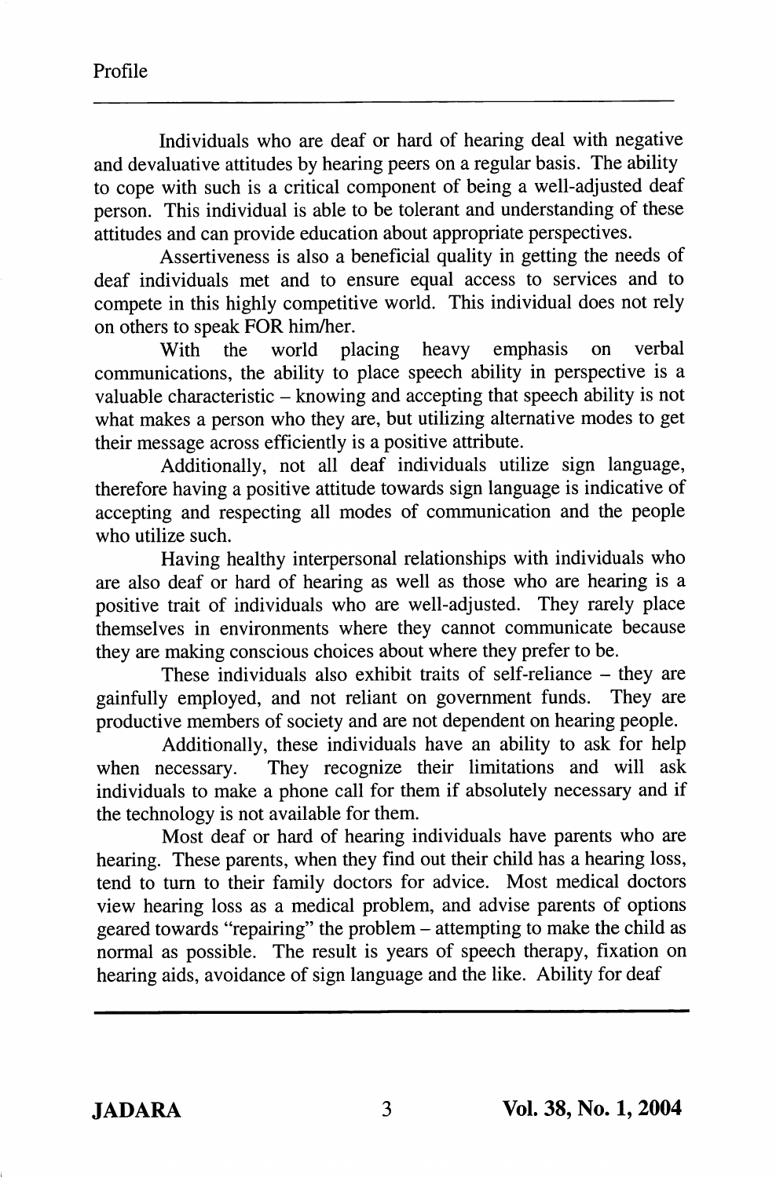Individuals who are deaf or hard of hearing deal with negative and devaluative attitudes by hearing peers on a regular basis. The ability to cope with such is a critical component of being a well-adjusted deaf person. This individual is able to be tolerant and understanding of these attitudes and can provide education about appropriate perspectives.

Assertiveness is also a beneficial quality in getting the needs of deaf individuals met and to ensure equal access to services and to compete in this highly competitive world. This individual does not rely on others to speak FOR him/her.

With the world placing heavy emphasis on verbal communications, the ability to place speech ability in perspective is a valuable characteristic – knowing and accepting that speech ability is not what makes a person who they are, but utilizing alternative modes to get their message across efficiently is a positive attribute.

Additionally, not all deaf individuals utilize sign language, therefore having a positive attitude towards sign language is indicative of accepting and respecting all modes of communication and the people who utilize such.

Having healthy interpersonal relationships with individuals who are also deaf or hard of hearing as well as those who are hearing is a positive trait of individuals who are well-adjusted. They rarely place themselves in environments where they cannot communicate because they are making conscious choices about where they prefer to be.

These individuals also exhibit traits of self-reliance – they are gainfully employed, and not reliant on government funds. They are productive members of society and are not dependent on hearing people.

Additionally, these individuals have an ability to ask for help when necessary. They recognize their limitations and will ask individuals to make a phone call for them if absolutely necessary and if the technology is not available for them.

Most deaf or hard of hearing individuals have parents who are hearing. These parents, when they find out their child has a hearing loss, tend to turn to their family doctors for advice. Most medical doctors view hearing loss as a medical problem, and advise parents of options geared towards "repairing" the problem – attempting to make the child as normal as possible. The result is years of speech therapy, fixation on hearing aids, avoidance of sign language and the like. Ability for deaf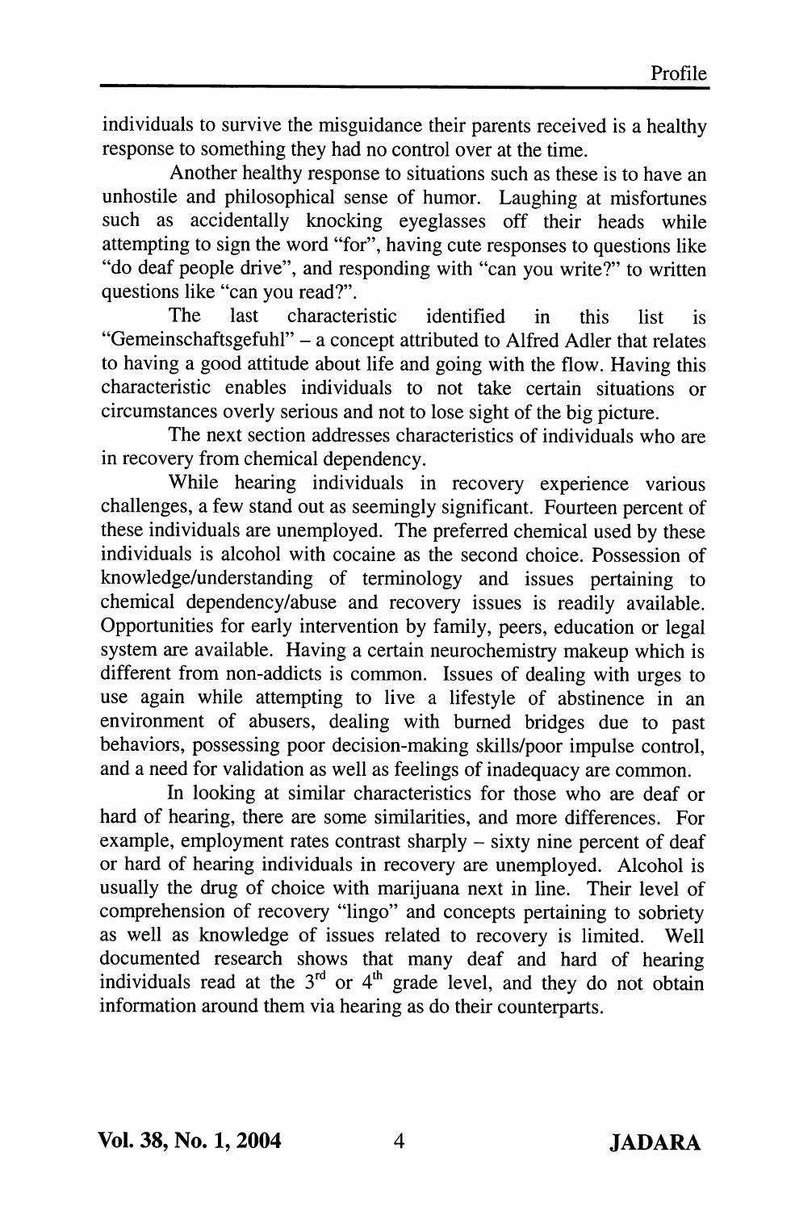individuals to survive the misguidance their parents received is a healthy response to something they had no control over at the time.

Another healthy response to situations such as these is to have an unhostile and philosophical sense of humor. Laughing at misfortunes such as accidentally knocking eyeglasses off their heads while attempting to sign the word "for", having cute responses to questions like "do deaf people drive", and responding with "can you write?" to written questions like "can you read?".

The last characteristic identified in this list is "Gemeinschaftsgefuhl" – a concept attributed to Alfred Adler that relates to having a good attitude about life and going with the flow. Having this characteristic enables individuals to not take certain situations or circumstances overly serious and not to lose sight of the big picture.

The next section addresses characteristics of individuals who are in recovery from chemical dependency.

While hearing individuals in recovery experience various challenges, a few stand out as seemingly significant. Fourteen percent of these individuals are unemployed. The preferred chemical used by these individuals is alcohol with cocaine as the second choice. Possession of knowledge/understanding of terminology and issues pertaining to chemical dependency/abuse and recovery issues is readily available. Opportunities for early intervention by family, peers, education or legal system are available. Having a certain neurochemistry makeup which is different from non-addicts is common. Issues of dealing with urges to use again while attempting to live a lifestyle of abstinence in an environment of abusers, dealing with burned bridges due to past behaviors, possessing poor decision-making skills/poor impulse control, and a need for validation as well as feelings of inadequacy are common.

In looking at similar characteristics for those who are deaf or hard of hearing, there are some similarities, and more differences. For example, employment rates contrast sharply – sixty nine percent of deaf or hard of hearing individuals in recovery are unemployed. Alcohol is usually the drug of choice with marijuana next in line. Their level of comprehension of recovery "lingo" and concepts pertaining to sobriety as well as knowledge of issues related to recovery is limited. Well documented research shows that many deaf and hard of hearing individuals read at the 3rd or 4th grade level, and they do not obtain information around them via hearing as do their counterparts.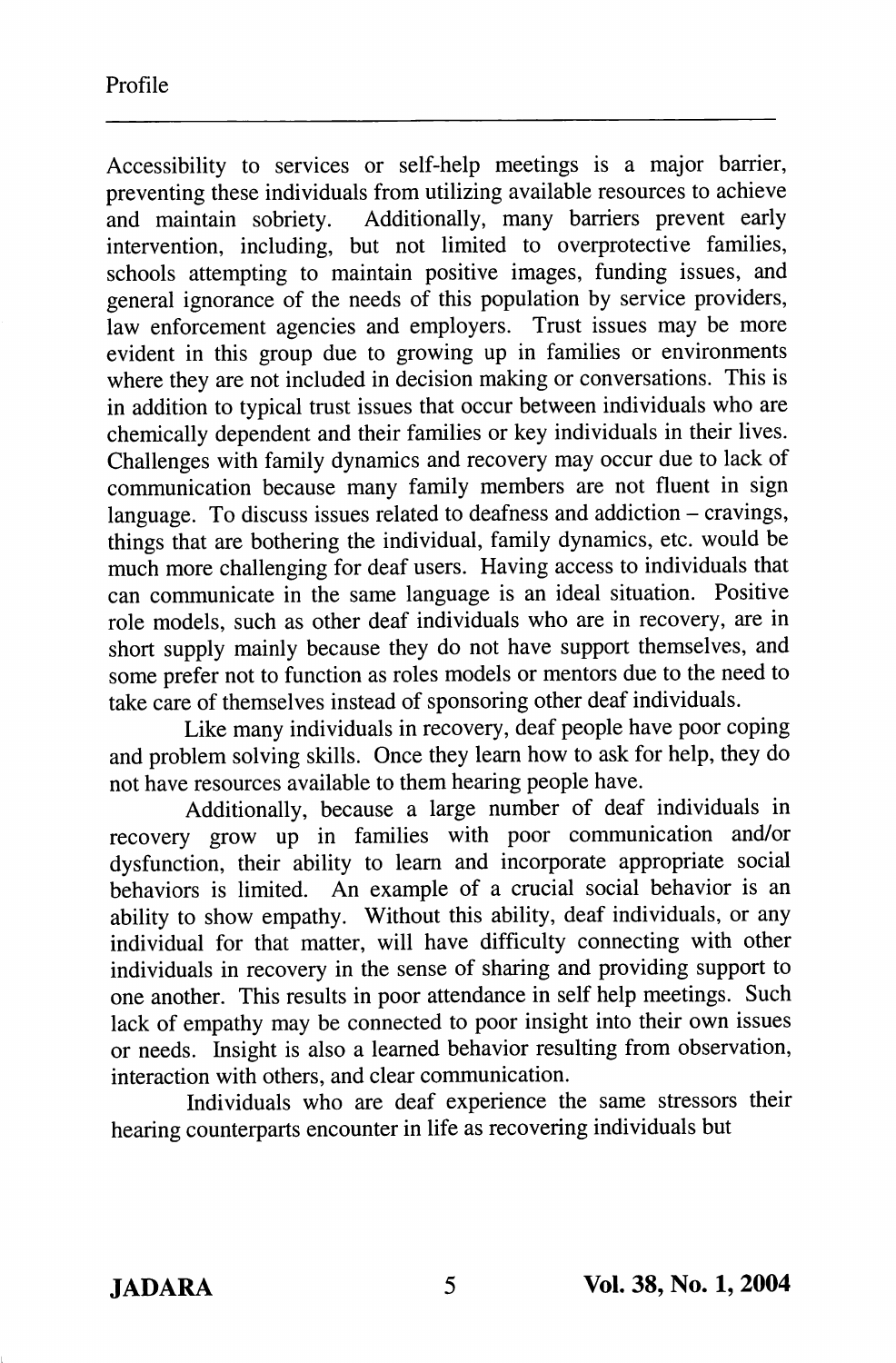Accessibility to services or self-help meetings is a major barrier, preventing these individuals from utilizing available resources to achieve and maintain sobriety. Additionally, many barriers prevent early intervention, including, but not limited to overprotective families, schools attempting to maintain positive images, funding issues, and general ignorance of the needs of this population by service providers, law enforcement agencies and employers. Trust issues may be more evident in this group due to growing up in families or environments where they are not included in decision making or conversations. This is in addition to typical trust issues that occur between individuals who are chemically dependent and their families or key individuals in their lives. Challenges with family dynamics and recovery may occur due to lack of communication because many family members are not fluent in sign language. To discuss issues related to deafness and addiction – cravings, things that are bothering the individual, family dynamics, etc. would be much more challenging for deaf users. Having access to individuals that can communicate in the same language is an ideal situation. Positive role models, such as other deaf individuals who are in recovery, are in short supply mainly because they do not have support themselves, and some prefer not to function as roles models or mentors due to the need to take care of themselves instead of sponsoring other deaf individuals.

Like many individuals in recovery, deaf people have poor coping and problem solving skills. Once they learn how to ask for help, they do not have resources available to them hearing people have.

Additionally, because a large number of deaf individuals in recovery grow up in families with poor communication and/or dysfunction, their ability to learn and incorporate appropriate social behaviors is limited. An example of a crucial social behavior is an ability to show empathy. Without this ability, deaf individuals, or any individual for that matter, will have difficulty connecting with other individuals in recovery in the sense of sharing and providing support to one another. This results in poor attendance in self help meetings. Such lack of empathy may be connected to poor insight into their own issues or needs. Insight is also a learned behavior resulting from observation, interaction with others, and clear communication.

Individuals who are deaf experience the same stressors their hearing counterparts encounter in life as recovering individuals but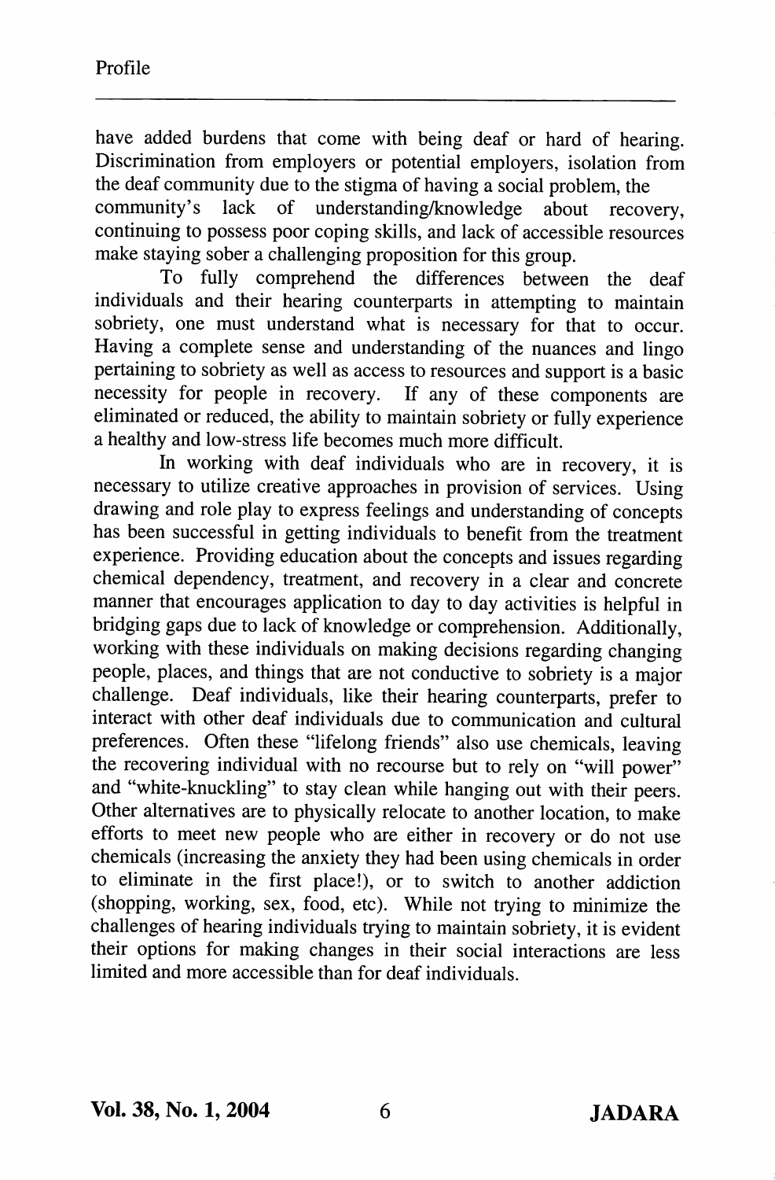have added burdens that come with being deaf or hard of hearing. Discrimination from employers or potential employers, isolation from the deaf community due to the stigma of having a social problem, the community's lack of understanding/knowledge about recovery, continuing to possess poor coping skills, and lack of accessible resources make staying sober a challenging proposition for this group.

To fully comprehend the differences between the deaf individuals and their hearing counterparts in attempting to maintain sobriety, one must understand what is necessary for that to occur. Having a complete sense and understanding of the nuances and lingo pertaining to sobriety as well as access to resources and support is a basic necessity for people in recovery. If any of these components are eliminated or reduced, the ability to maintain sobriety or fully experience a healthy and low-stress life becomes much more difficult.

In working with deaf individuals who are in recovery, it is necessary to utilize creative approaches in provision of services. Using drawing and role play to express feelings and understanding of concepts has been successful in getting individuals to benefit from the treatment experience. Providing education about the concepts and issues regarding chemical dependency, treatment, and recovery in a clear and concrete manner that encourages application to day to day activities is helpful in bridging gaps due to lack of knowledge or comprehension. Additionally, working with these individuals on making decisions regarding changing people, places, and things that are not conductive to sobriety is a major challenge. Deaf individuals, like their hearing counterparts, prefer to interact with other deaf individuals due to communication and cultural preferences. Often these "lifelong friends" also use chemicals, leaving the recovering individual with no recourse but to rely on "will power" and "white-knuckling" to stay clean while hanging out with their peers. Other alternatives are to physically relocate to another location, to make efforts to meet new people who are either in recovery or do not use chemicals (increasing the anxiety they had been using chemicals in order to eliminate in the first place!), or to switch to another addiction (shopping, working, sex, food, etc). While not trying to minimize the challenges of hearing individuals trying to maintain sobriety, it is evident their options for making changes in their social interactions are less limited and more accessible than for deaf individuals.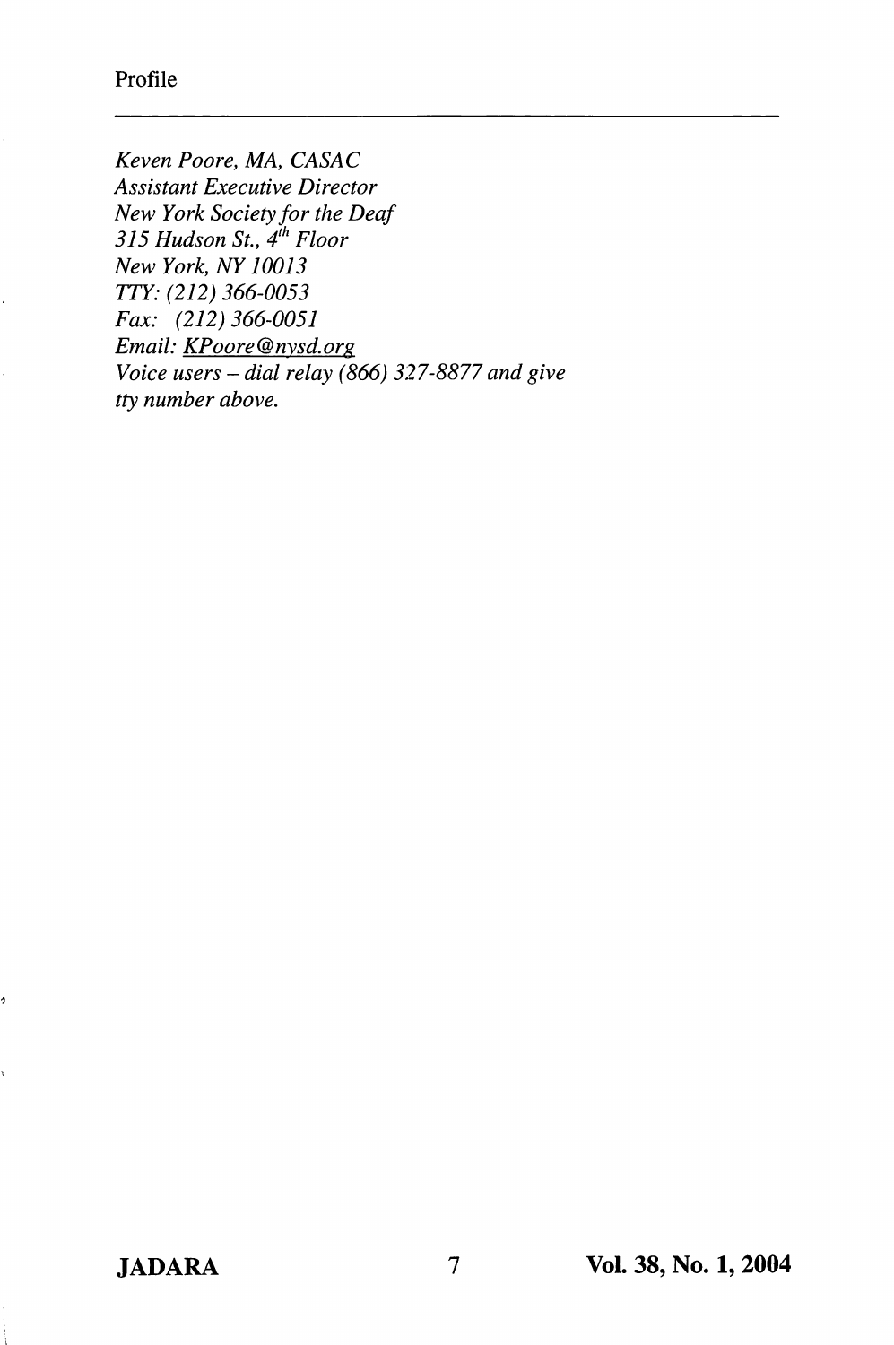*Keven Poore, MA, CASAC*
*Assistant Executive Director*
*New York Society for the Deaf*
*315 Hudson St., 4th Floor*
*New York, NY 10013*
*TTY: (212) 366-0053*
*Fax: (212) 366-0051*
*Email: KPoore@nysd.org*
*Voice users – dial relay (866) 327-8877 and give tty number above.*